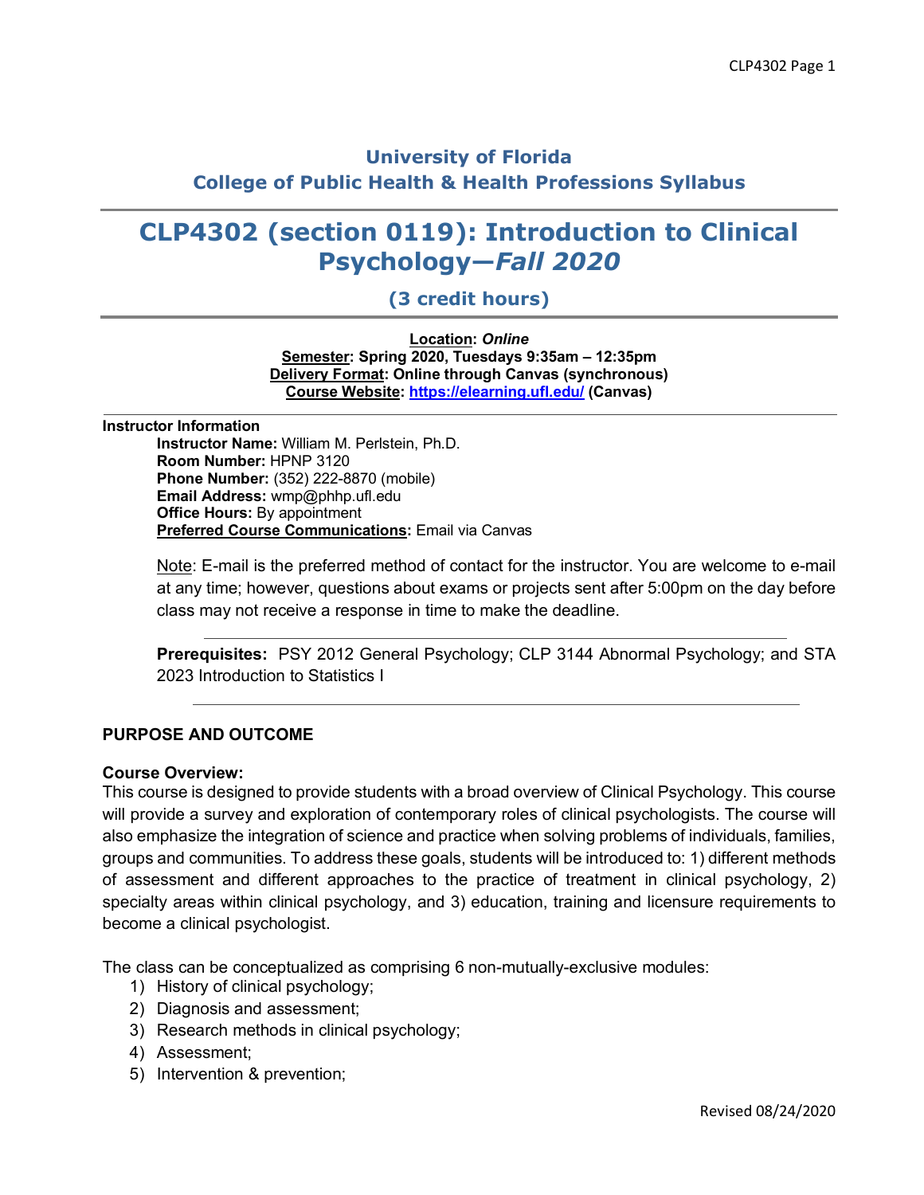# University of Florida
## College of Public Health & Health Professions Syllabus

# CLP4302 (section 0119): Introduction to Clinical Psychology—*Fall 2020*

### (3 credit hours)

**Location**: ***Online***
**Semester**: **Spring 2020, Tuesdays 9:35am – 12:35pm**
**Delivery Format**: **Online through Canvas (synchronous)**
**Course Website**: **https://elearning.ufl.edu/ (Canvas)**

**Instructor Information**

- **Instructor Name:** William M. Perlstein, Ph.D.
- **Room Number:** HPNP 3120
- **Phone Number:** (352) 222-8870 (mobile)
- **Email Address:** wmp@phhp.ufl.edu
- **Office Hours:** By appointment
- **Preferred Course Communications:** Email via Canvas

Note: E-mail is the preferred method of contact for the instructor. You are welcome to e-mail at any time; however, questions about exams or projects sent after 5:00pm on the day before class may not receive a response in time to make the deadline.

**Prerequisites:** PSY 2012 General Psychology; CLP 3144 Abnormal Psychology; and STA 2023 Introduction to Statistics I

## PURPOSE AND OUTCOME

**Course Overview:**

This course is designed to provide students with a broad overview of Clinical Psychology. This course will provide a survey and exploration of contemporary roles of clinical psychologists. The course will also emphasize the integration of science and practice when solving problems of individuals, families, groups and communities. To address these goals, students will be introduced to: 1) different methods of assessment and different approaches to the practice of treatment in clinical psychology, 2) specialty areas within clinical psychology, and 3) education, training and licensure requirements to become a clinical psychologist.

The class can be conceptualized as comprising 6 non-mutually-exclusive modules:

1) History of clinical psychology;
2) Diagnosis and assessment;
3) Research methods in clinical psychology;
4) Assessment;
5) Intervention & prevention;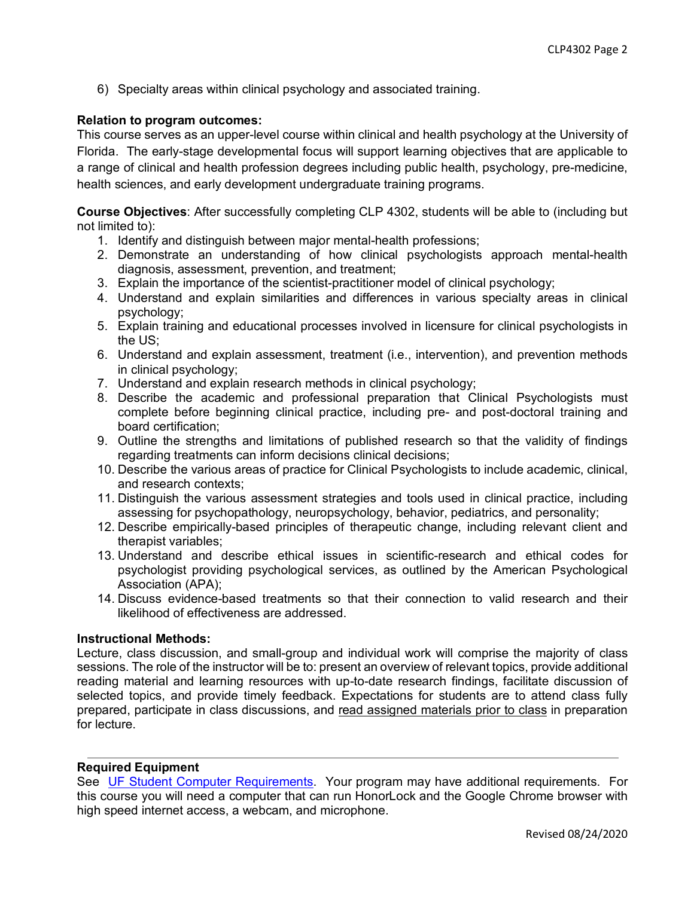6) Specialty areas within clinical psychology and associated training.

**Relation to program outcomes:**
This course serves as an upper-level course within clinical and health psychology at the University of Florida. The early-stage developmental focus will support learning objectives that are applicable to a range of clinical and health profession degrees including public health, psychology, pre-medicine, health sciences, and early development undergraduate training programs.

**Course Objectives**: After successfully completing CLP 4302, students will be able to (including but not limited to):

1. Identify and distinguish between major mental-health professions;
2. Demonstrate an understanding of how clinical psychologists approach mental-health diagnosis, assessment, prevention, and treatment;
3. Explain the importance of the scientist-practitioner model of clinical psychology;
4. Understand and explain similarities and differences in various specialty areas in clinical psychology;
5. Explain training and educational processes involved in licensure for clinical psychologists in the US;
6. Understand and explain assessment, treatment (i.e., intervention), and prevention methods in clinical psychology;
7. Understand and explain research methods in clinical psychology;
8. Describe the academic and professional preparation that Clinical Psychologists must complete before beginning clinical practice, including pre- and post-doctoral training and board certification;
9. Outline the strengths and limitations of published research so that the validity of findings regarding treatments can inform decisions clinical decisions;
10. Describe the various areas of practice for Clinical Psychologists to include academic, clinical, and research contexts;
11. Distinguish the various assessment strategies and tools used in clinical practice, including assessing for psychopathology, neuropsychology, behavior, pediatrics, and personality;
12. Describe empirically-based principles of therapeutic change, including relevant client and therapist variables;
13. Understand and describe ethical issues in scientific-research and ethical codes for psychologist providing psychological services, as outlined by the American Psychological Association (APA);
14. Discuss evidence-based treatments so that their connection to valid research and their likelihood of effectiveness are addressed.

**Instructional Methods:**
Lecture, class discussion, and small-group and individual work will comprise the majority of class sessions. The role of the instructor will be to: present an overview of relevant topics, provide additional reading material and learning resources with up-to-date research findings, facilitate discussion of selected topics, and provide timely feedback. Expectations for students are to attend class fully prepared, participate in class discussions, and read assigned materials prior to class in preparation for lecture.

---

**Required Equipment**
See UF Student Computer Requirements. Your program may have additional requirements. For this course you will need a computer that can run HonorLock and the Google Chrome browser with high speed internet access, a webcam, and microphone.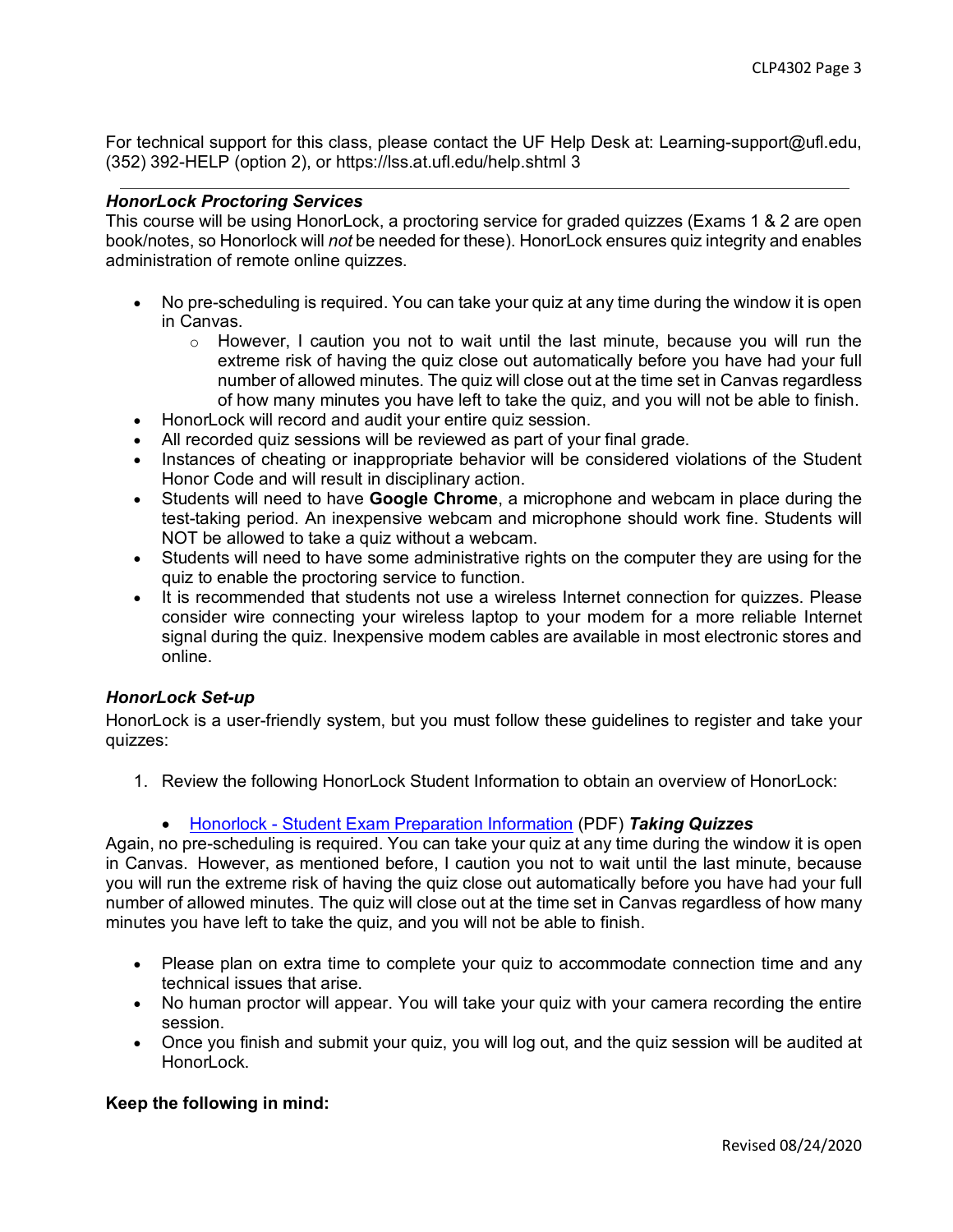For technical support for this class, please contact the UF Help Desk at: Learning-support@ufl.edu, (352) 392-HELP (option 2), or https://lss.at.ufl.edu/help.shtml 3

---

***HonorLock Proctoring Services***

This course will be using HonorLock, a proctoring service for graded quizzes (Exams 1 & 2 are open book/notes, so Honorlock will *not* be needed for these). HonorLock ensures quiz integrity and enables administration of remote online quizzes.

- No pre-scheduling is required. You can take your quiz at any time during the window it is open in Canvas.
    - However, I caution you not to wait until the last minute, because you will run the extreme risk of having the quiz close out automatically before you have had your full number of allowed minutes. The quiz will close out at the time set in Canvas regardless of how many minutes you have left to take the quiz, and you will not be able to finish.
- HonorLock will record and audit your entire quiz session.
- All recorded quiz sessions will be reviewed as part of your final grade.
- Instances of cheating or inappropriate behavior will be considered violations of the Student Honor Code and will result in disciplinary action.
- Students will need to have **Google Chrome**, a microphone and webcam in place during the test-taking period. An inexpensive webcam and microphone should work fine. Students will NOT be allowed to take a quiz without a webcam.
- Students will need to have some administrative rights on the computer they are using for the quiz to enable the proctoring service to function.
- It is recommended that students not use a wireless Internet connection for quizzes. Please consider wire connecting your wireless laptop to your modem for a more reliable Internet signal during the quiz. Inexpensive modem cables are available in most electronic stores and online.

***HonorLock Set-up***

HonorLock is a user-friendly system, but you must follow these guidelines to register and take your quizzes:

1. Review the following HonorLock Student Information to obtain an overview of HonorLock:

    - Honorlock - Student Exam Preparation Information (PDF) ***Taking Quizzes***

Again, no pre-scheduling is required. You can take your quiz at any time during the window it is open in Canvas. However, as mentioned before, I caution you not to wait until the last minute, because you will run the extreme risk of having the quiz close out automatically before you have had your full number of allowed minutes. The quiz will close out at the time set in Canvas regardless of how many minutes you have left to take the quiz, and you will not be able to finish.

- Please plan on extra time to complete your quiz to accommodate connection time and any technical issues that arise.
- No human proctor will appear. You will take your quiz with your camera recording the entire session.
- Once you finish and submit your quiz, you will log out, and the quiz session will be audited at HonorLock.

**Keep the following in mind:**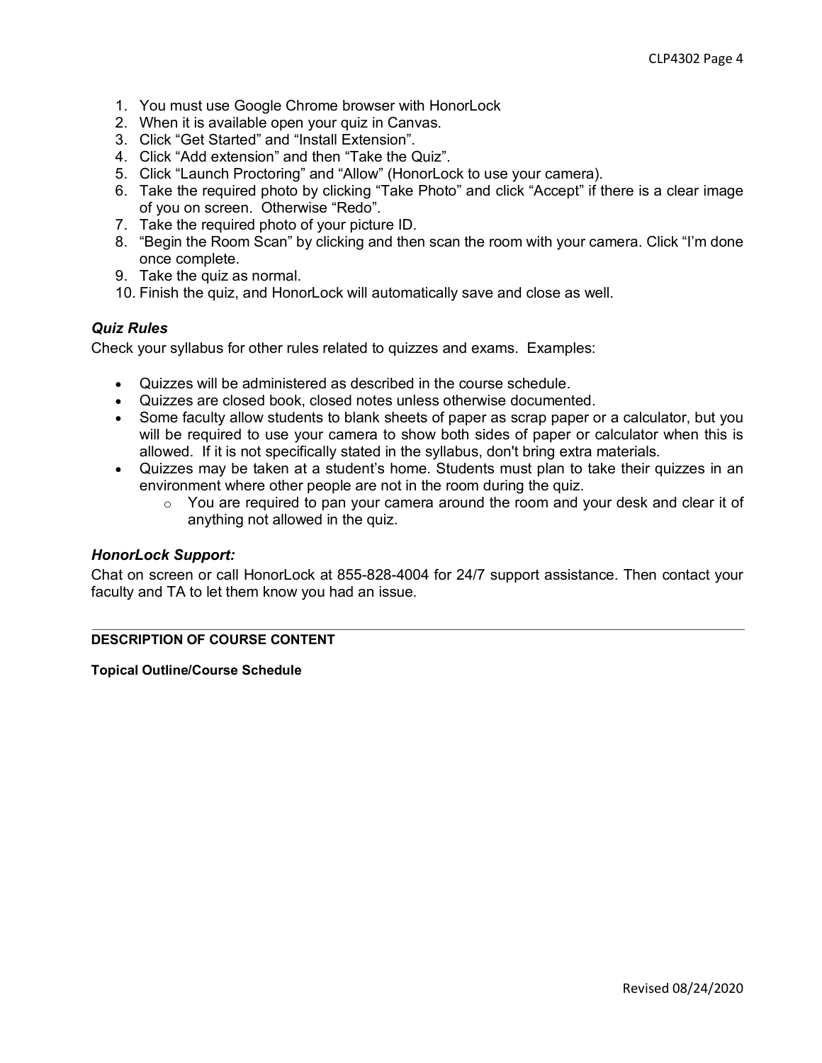1. You must use Google Chrome browser with HonorLock
2. When it is available open your quiz in Canvas.
3. Click “Get Started” and “Install Extension”.
4. Click “Add extension” and then “Take the Quiz”.
5. Click “Launch Proctoring” and “Allow” (HonorLock to use your camera).
6. Take the required photo by clicking “Take Photo” and click “Accept” if there is a clear image of you on screen. Otherwise “Redo”.
7. Take the required photo of your picture ID.
8. “Begin the Room Scan” by clicking and then scan the room with your camera. Click “I’m done once complete.
9. Take the quiz as normal.
10. Finish the quiz, and HonorLock will automatically save and close as well.

### *Quiz Rules*

Check your syllabus for other rules related to quizzes and exams. Examples:

- Quizzes will be administered as described in the course schedule.
- Quizzes are closed book, closed notes unless otherwise documented.
- Some faculty allow students to blank sheets of paper as scrap paper or a calculator, but you will be required to use your camera to show both sides of paper or calculator when this is allowed. If it is not specifically stated in the syllabus, don't bring extra materials.
- Quizzes may be taken at a student’s home. Students must plan to take their quizzes in an environment where other people are not in the room during the quiz.
  - You are required to pan your camera around the room and your desk and clear it of anything not allowed in the quiz.

### *HonorLock Support:*

Chat on screen or call HonorLock at 855-828-4004 for 24/7 support assistance. Then contact your faculty and TA to let them know you had an issue.

---

## DESCRIPTION OF COURSE CONTENT

**Topical Outline/Course Schedule**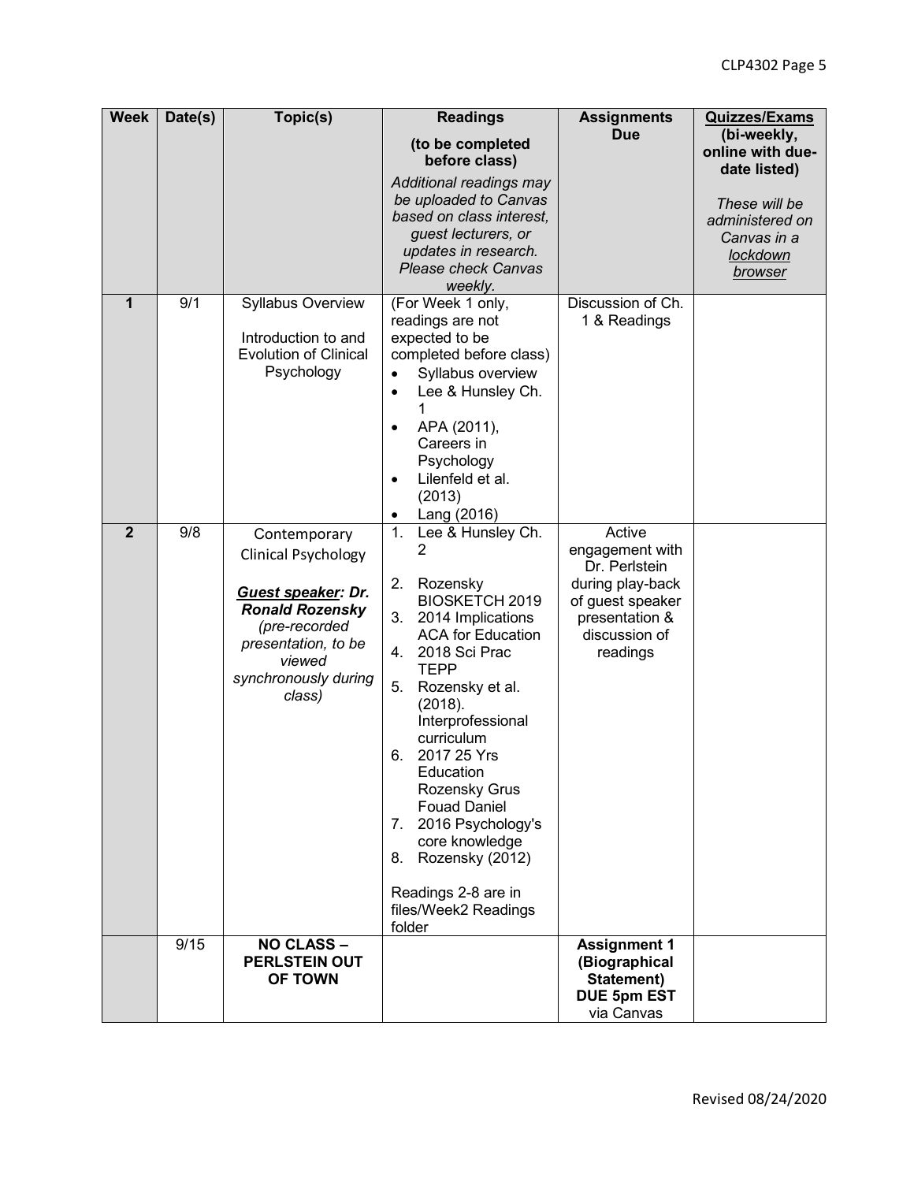| Week | Date(s) | Topic(s) | Readings (to be completed before class) *Additional readings may be uploaded to Canvas based on class interest, guest lecturers, or updates in research. Please check Canvas weekly.* | Assignments Due | **Quizzes/Exams** (bi-weekly, online with due-date listed) *These will be administered on Canvas in a lockdown browser* |
|---|---|---|---|---|---|
| **1** | 9/1 | Syllabus Overview<br><br>Introduction to and Evolution of Clinical Psychology | (For Week 1 only, readings are not expected to be completed before class)<br>• Syllabus overview<br>• Lee & Hunsley Ch. 1<br>• APA (2011), Careers in Psychology<br>• Lilenfeld et al. (2013)<br>• Lang (2016) | Discussion of Ch. 1 & Readings | |
| **2** | 9/8 | Contemporary Clinical Psychology<br><br>***Guest speaker*: Dr. Ronald Rozensky**<br>*(pre-recorded presentation, to be viewed synchronously during class)* | 1. Lee & Hunsley Ch. 2<br>2. Rozensky BIOSKETCH 2019<br>3. 2014 Implications ACA for Education<br>4. 2018 Sci Prac TEPP<br>5. Rozensky et al. (2018). Interprofessional curriculum<br>6. 2017 25 Yrs Education Rozensky Grus Fouad Daniel<br>7. 2016 Psychology's core knowledge<br>8. Rozensky (2012)<br><br>Readings 2-8 are in files/Week2 Readings folder | Active engagement with Dr. Perlstein during play-back of guest speaker presentation & discussion of readings | |
| | 9/15 | **NO CLASS – PERLSTEIN OUT OF TOWN** | | **Assignment 1 (Biographical Statement) DUE 5pm EST** via Canvas | |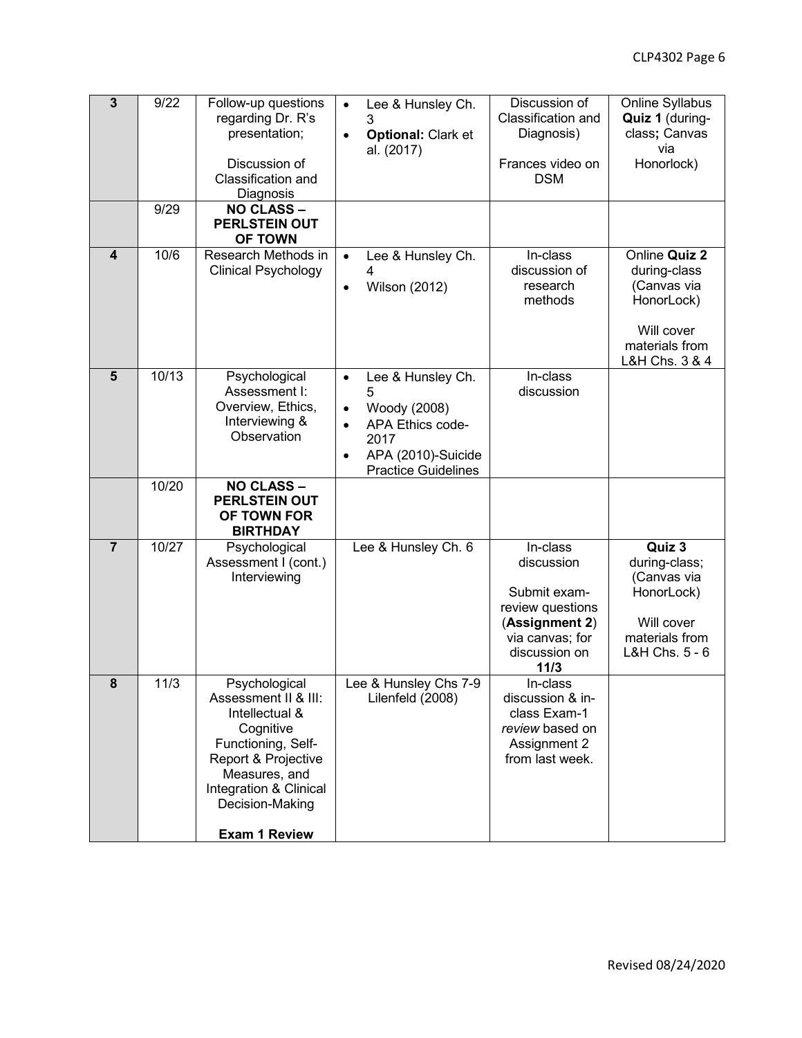| 3 | 9/22 | Follow-up questions regarding Dr. R's presentation;<br><br>Discussion of Classification and Diagnosis | • Lee & Hunsley Ch. 3<br>• **Optional:** Clark et al. (2017) | Discussion of Classification and Diagnosis)<br><br>Frances video on DSM | Online Syllabus **Quiz 1** (during-class**;** Canvas via Honorlock) |
|---|---|---|---|---|---|
| | 9/29 | **NO CLASS – PERLSTEIN OUT OF TOWN** | | | |
| **4** | 10/6 | Research Methods in Clinical Psychology | • Lee & Hunsley Ch. 4<br>• Wilson (2012) | In-class discussion of research methods | Online **Quiz 2** during-class (Canvas via HonorLock)<br><br>Will cover materials from L&H Chs. 3 & 4 |
| **5** | 10/13 | Psychological Assessment I: Overview, Ethics, Interviewing & Observation | • Lee & Hunsley Ch. 5<br>• Woody (2008)<br>• APA Ethics code-2017<br>• APA (2010)-Suicide Practice Guidelines | In-class discussion | |
| | 10/20 | **NO CLASS – PERLSTEIN OUT OF TOWN FOR BIRTHDAY** | | | |
| **7** | 10/27 | Psychological Assessment I (cont.) Interviewing | Lee & Hunsley Ch. 6 | In-class discussion<br><br>Submit exam-review questions (**Assignment 2**) via canvas; for discussion on **11/3** | **Quiz 3** during-class; (Canvas via HonorLock)<br><br>Will cover materials from L&H Chs. 5 - 6 |
| **8** | 11/3 | Psychological Assessment II & III: Intellectual & Cognitive Functioning, Self-Report & Projective Measures, and Integration & Clinical Decision-Making<br><br>**Exam 1 Review** | Lee & Hunsley Chs 7-9<br>Lilenfeld (2008) | In-class discussion & in-class Exam-1 *review* based on Assignment 2 from last week. | |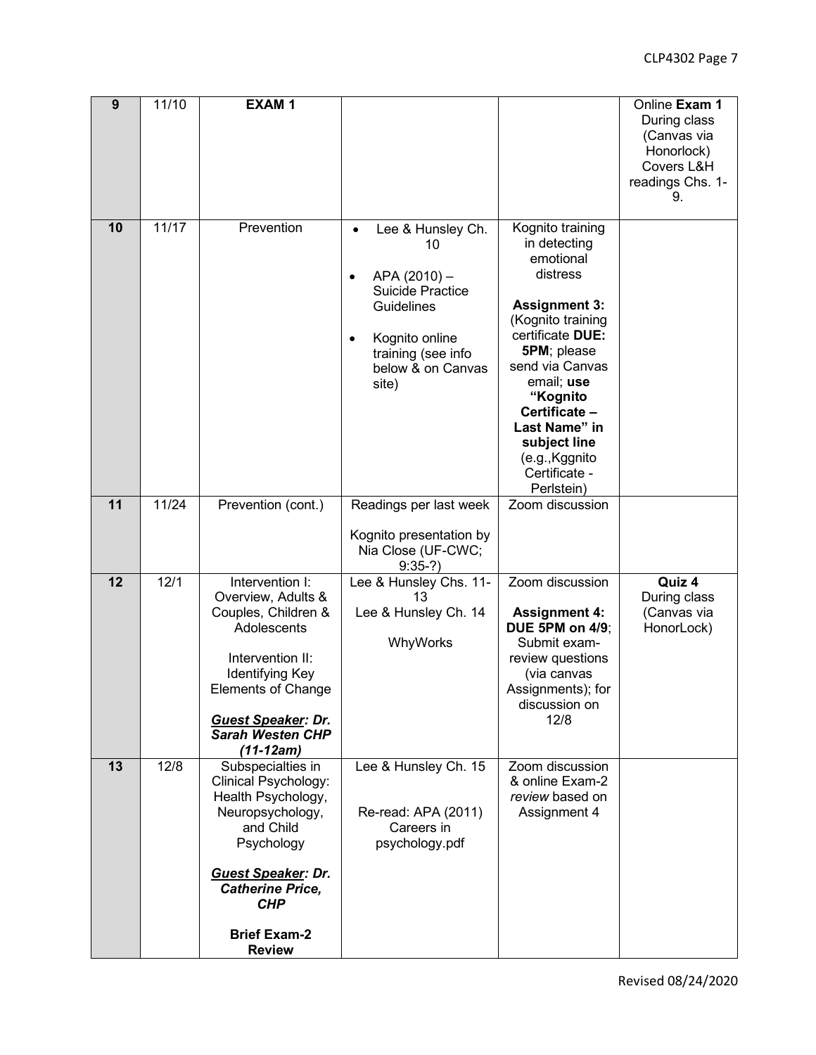| | | | | | |
|---|---|---|---|---|---|
| **9** | 11/10 | **EXAM 1** | | | Online **Exam 1** During class (Canvas via Honorlock) Covers L&H readings Chs. 1-9. |
| **10** | 11/17 | Prevention | • Lee & Hunsley Ch. 10<br>• APA (2010) – Suicide Practice Guidelines<br>• Kognito online training (see info below & on Canvas site) | Kognito training in detecting emotional distress<br><br>**Assignment 3:** (Kognito training certificate **DUE: 5PM**; please send via Canvas email; **use "Kognito Certificate – Last Name" in subject line** (e.g.,Kggnito Certificate - Perlstein) | |
| **11** | 11/24 | Prevention (cont.) | Readings per last week<br><br>Kognito presentation by Nia Close (UF-CWC; 9:35-?) | Zoom discussion | |
| **12** | 12/1 | Intervention I: Overview, Adults & Couples, Children & Adolescents<br><br>Intervention II: Identifying Key Elements of Change<br><br>***<u>Guest Speaker</u>: Dr. Sarah Westen CHP (11-12am)*** | Lee & Hunsley Chs. 11-13<br>Lee & Hunsley Ch. 14<br><br>WhyWorks | Zoom discussion<br><br>**Assignment 4: DUE 5PM on 4/9**; Submit exam-review questions (via canvas Assignments); for discussion on 12/8 | **Quiz 4** During class (Canvas via HonorLock) |
| **13** | 12/8 | Subspecialties in Clinical Psychology: Health Psychology, Neuropsychology, and Child Psychology<br><br>***<u>Guest Speaker</u>: Dr. Catherine Price, CHP***<br><br>**Brief Exam-2 Review** | Lee & Hunsley Ch. 15<br><br>Re-read: APA (2011) Careers in psychology.pdf | Zoom discussion & online Exam-2 *review* based on Assignment 4 | |

Revised 08/24/2020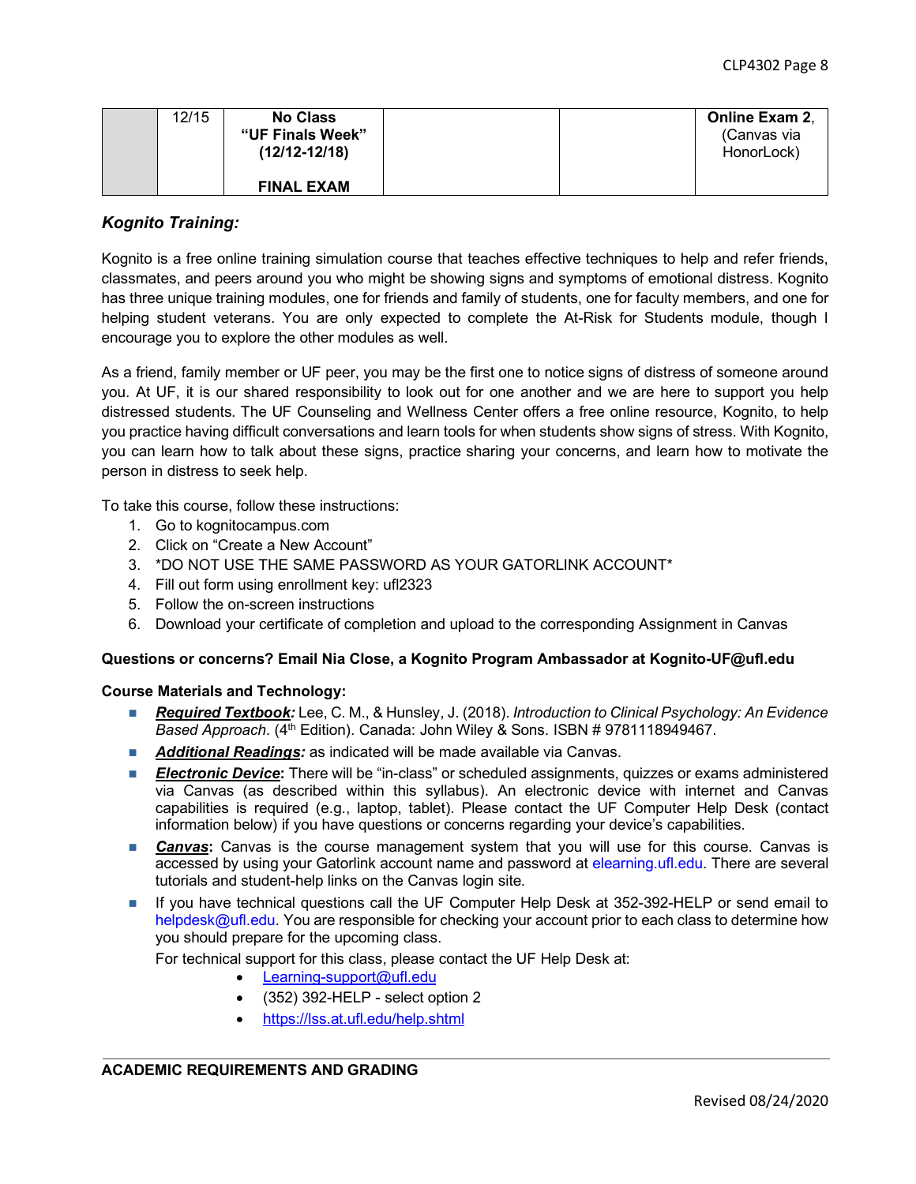|  | 12/15 | **No Class** **"UF Finals Week" (12/12-12/18)** **FINAL EXAM** |  |  | **Online Exam 2**, (Canvas via HonorLock) |
|---|---|---|---|---|---|

### *Kognito Training:*

Kognito is a free online training simulation course that teaches effective techniques to help and refer friends, classmates, and peers around you who might be showing signs and symptoms of emotional distress. Kognito has three unique training modules, one for friends and family of students, one for faculty members, and one for helping student veterans. You are only expected to complete the At-Risk for Students module, though I encourage you to explore the other modules as well.

As a friend, family member or UF peer, you may be the first one to notice signs of distress of someone around you. At UF, it is our shared responsibility to look out for one another and we are here to support you help distressed students. The UF Counseling and Wellness Center offers a free online resource, Kognito, to help you practice having difficult conversations and learn tools for when students show signs of stress. With Kognito, you can learn how to talk about these signs, practice sharing your concerns, and learn how to motivate the person in distress to seek help.

To take this course, follow these instructions:

1. Go to kognitocampus.com
2. Click on "Create a New Account"
3. *DO NOT USE THE SAME PASSWORD AS YOUR GATORLINK ACCOUNT*
4. Fill out form using enrollment key: ufl2323
5. Follow the on-screen instructions
6. Download your certificate of completion and upload to the corresponding Assignment in Canvas

**Questions or concerns? Email Nia Close, a Kognito Program Ambassador at Kognito-UF@ufl.edu**

**Course Materials and Technology:**

- ***Required Textbook:*** Lee, C. M., & Hunsley, J. (2018). *Introduction to Clinical Psychology: An Evidence Based Approach*. (4th Edition). Canada: John Wiley & Sons. ISBN # 9781118949467.
- ***Additional Readings:*** as indicated will be made available via Canvas.
- ***Electronic Device*****:** There will be "in-class" or scheduled assignments, quizzes or exams administered via Canvas (as described within this syllabus). An electronic device with internet and Canvas capabilities is required (e.g., laptop, tablet). Please contact the UF Computer Help Desk (contact information below) if you have questions or concerns regarding your device's capabilities.
- ***Canvas*****:** Canvas is the course management system that you will use for this course. Canvas is accessed by using your Gatorlink account name and password at elearning.ufl.edu. There are several tutorials and student-help links on the Canvas login site.
- If you have technical questions call the UF Computer Help Desk at 352-392-HELP or send email to helpdesk@ufl.edu. You are responsible for checking your account prior to each class to determine how you should prepare for the upcoming class.

  For technical support for this class, please contact the UF Help Desk at:

  - Learning-support@ufl.edu
  - (352) 392-HELP - select option 2
  - https://lss.at.ufl.edu/help.shtml

---

**ACADEMIC REQUIREMENTS AND GRADING**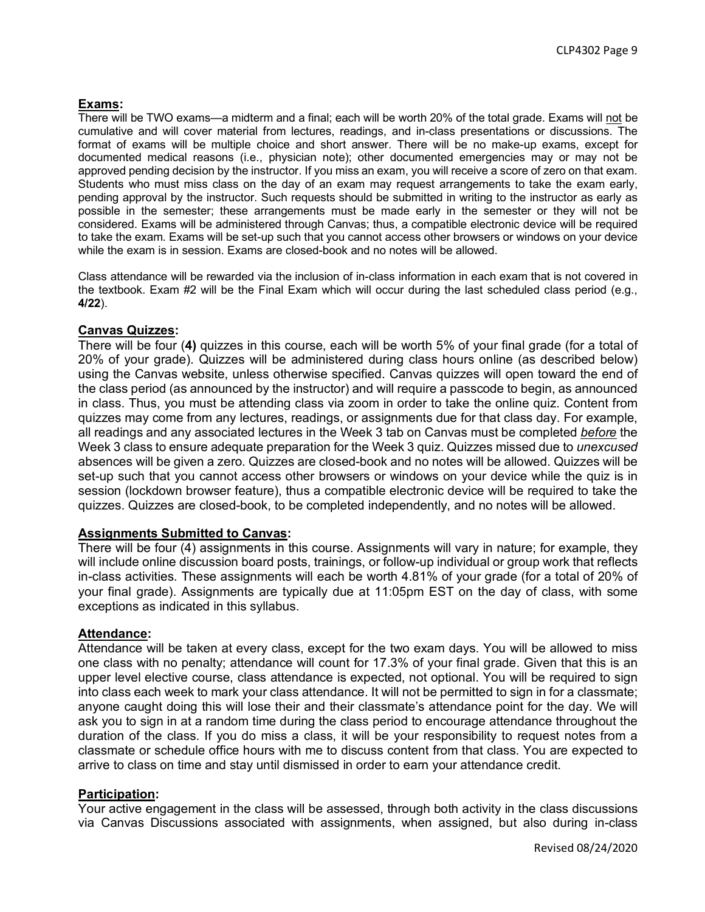## **Exams:**

There will be TWO exams—a midterm and a final; each will be worth 20% of the total grade. Exams will not be cumulative and will cover material from lectures, readings, and in-class presentations or discussions. The format of exams will be multiple choice and short answer. There will be no make-up exams, except for documented medical reasons (i.e., physician note); other documented emergencies may or may not be approved pending decision by the instructor. If you miss an exam, you will receive a score of zero on that exam. Students who must miss class on the day of an exam may request arrangements to take the exam early, pending approval by the instructor. Such requests should be submitted in writing to the instructor as early as possible in the semester; these arrangements must be made early in the semester or they will not be considered. Exams will be administered through Canvas; thus, a compatible electronic device will be required to take the exam. Exams will be set-up such that you cannot access other browsers or windows on your device while the exam is in session. Exams are closed-book and no notes will be allowed.

Class attendance will be rewarded via the inclusion of in-class information in each exam that is not covered in the textbook. Exam #2 will be the Final Exam which will occur during the last scheduled class period (e.g., **4/22**).

## **Canvas Quizzes:**

There will be four (**4)** quizzes in this course, each will be worth 5% of your final grade (for a total of 20% of your grade). Quizzes will be administered during class hours online (as described below) using the Canvas website, unless otherwise specified. Canvas quizzes will open toward the end of the class period (as announced by the instructor) and will require a passcode to begin, as announced in class. Thus, you must be attending class via zoom in order to take the online quiz. Content from quizzes may come from any lectures, readings, or assignments due for that class day. For example, all readings and any associated lectures in the Week 3 tab on Canvas must be completed ***before*** the Week 3 class to ensure adequate preparation for the Week 3 quiz. Quizzes missed due to *unexcused* absences will be given a zero. Quizzes are closed-book and no notes will be allowed. Quizzes will be set-up such that you cannot access other browsers or windows on your device while the quiz is in session (lockdown browser feature), thus a compatible electronic device will be required to take the quizzes. Quizzes are closed-book, to be completed independently, and no notes will be allowed.

## **Assignments Submitted to Canvas:**

There will be four (4) assignments in this course. Assignments will vary in nature; for example, they will include online discussion board posts, trainings, or follow-up individual or group work that reflects in-class activities. These assignments will each be worth 4.81% of your grade (for a total of 20% of your final grade). Assignments are typically due at 11:05pm EST on the day of class, with some exceptions as indicated in this syllabus.

## **Attendance:**

Attendance will be taken at every class, except for the two exam days. You will be allowed to miss one class with no penalty; attendance will count for 17.3% of your final grade. Given that this is an upper level elective course, class attendance is expected, not optional. You will be required to sign into class each week to mark your class attendance. It will not be permitted to sign in for a classmate; anyone caught doing this will lose their and their classmate's attendance point for the day. We will ask you to sign in at a random time during the class period to encourage attendance throughout the duration of the class. If you do miss a class, it will be your responsibility to request notes from a classmate or schedule office hours with me to discuss content from that class. You are expected to arrive to class on time and stay until dismissed in order to earn your attendance credit.

## **Participation:**

Your active engagement in the class will be assessed, through both activity in the class discussions via Canvas Discussions associated with assignments, when assigned, but also during in-class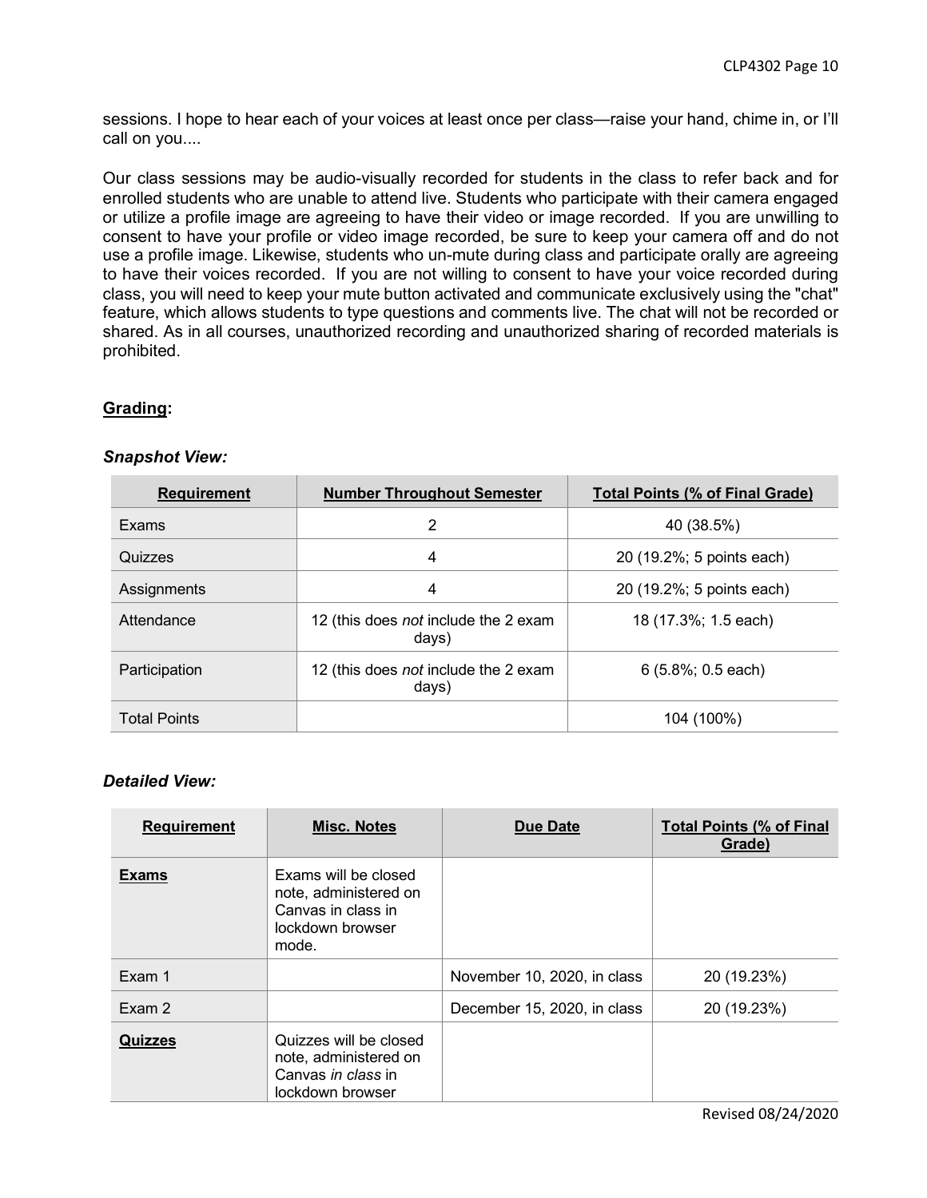sessions. I hope to hear each of your voices at least once per class—raise your hand, chime in, or I'll call on you....

Our class sessions may be audio-visually recorded for students in the class to refer back and for enrolled students who are unable to attend live. Students who participate with their camera engaged or utilize a profile image are agreeing to have their video or image recorded. If you are unwilling to consent to have your profile or video image recorded, be sure to keep your camera off and do not use a profile image. Likewise, students who un-mute during class and participate orally are agreeing to have their voices recorded. If you are not willing to consent to have your voice recorded during class, you will need to keep your mute button activated and communicate exclusively using the "chat" feature, which allows students to type questions and comments live. The chat will not be recorded or shared. As in all courses, unauthorized recording and unauthorized sharing of recorded materials is prohibited.

## Grading:

### *Snapshot View:*

| Requirement | Number Throughout Semester | Total Points (% of Final Grade) |
|---|---|---|
| Exams | 2 | 40 (38.5%) |
| Quizzes | 4 | 20 (19.2%; 5 points each) |
| Assignments | 4 | 20 (19.2%; 5 points each) |
| Attendance | 12 (this does *not* include the 2 exam days) | 18 (17.3%; 1.5 each) |
| Participation | 12 (this does *not* include the 2 exam days) | 6 (5.8%; 0.5 each) |
| Total Points | | 104 (100%) |

### *Detailed View:*

| Requirement | Misc. Notes | Due Date | Total Points (% of Final Grade) |
|---|---|---|---|
| **Exams** | Exams will be closed note, administered on Canvas in class in lockdown browser mode. | | |
| Exam 1 | | November 10, 2020, in class | 20 (19.23%) |
| Exam 2 | | December 15, 2020, in class | 20 (19.23%) |
| **Quizzes** | Quizzes will be closed note, administered on Canvas *in class* in lockdown browser | | |

Revised 08/24/2020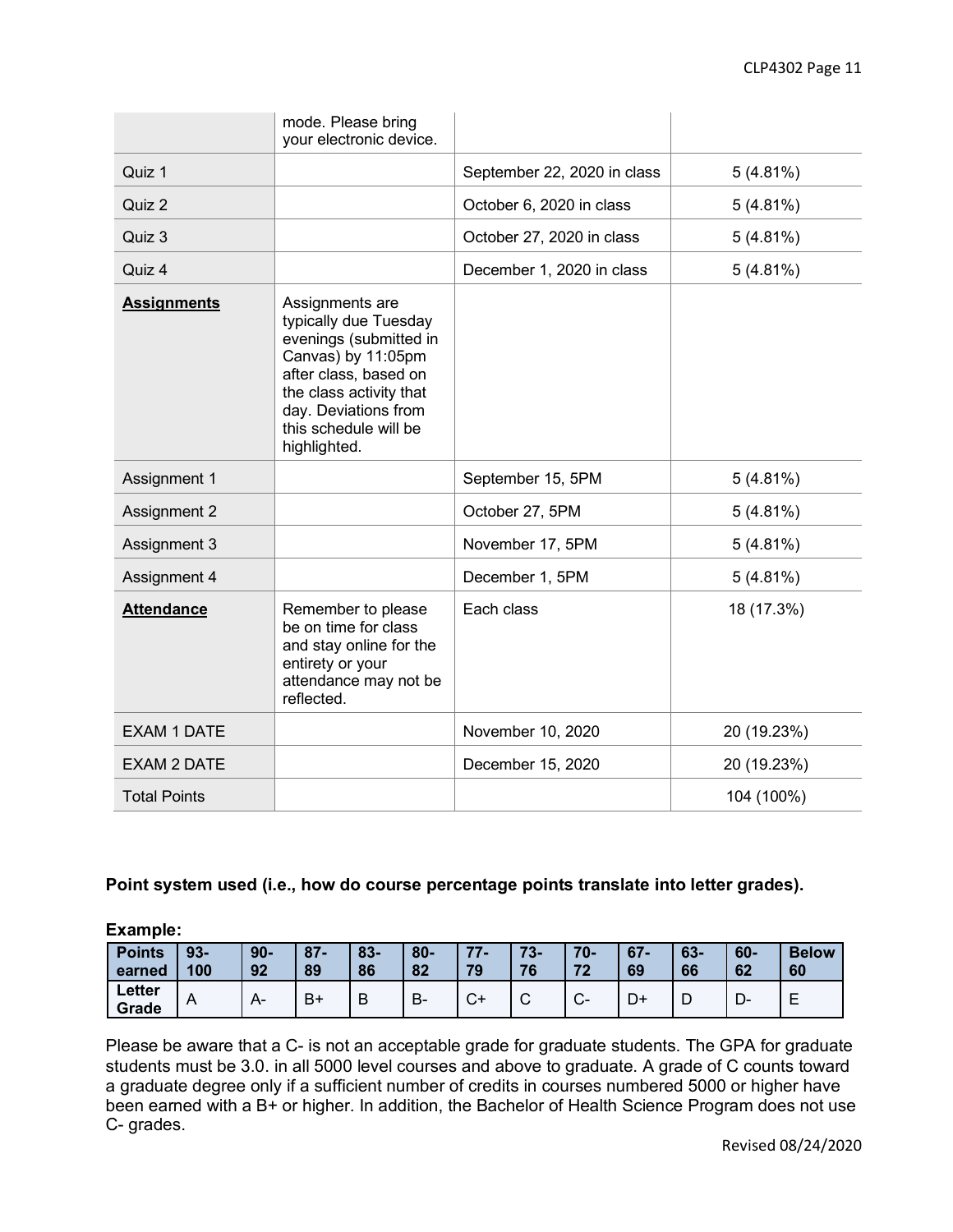| | mode. Please bring your electronic device. | | |
|---|---|---|---|
| Quiz 1 | | September 22, 2020 in class | 5 (4.81%) |
| Quiz 2 | | October 6, 2020 in class | 5 (4.81%) |
| Quiz 3 | | October 27, 2020 in class | 5 (4.81%) |
| Quiz 4 | | December 1, 2020 in class | 5 (4.81%) |
| **Assignments** | Assignments are typically due Tuesday evenings (submitted in Canvas) by 11:05pm after class, based on the class activity that day. Deviations from this schedule will be highlighted. | | |
| Assignment 1 | | September 15, 5PM | 5 (4.81%) |
| Assignment 2 | | October 27, 5PM | 5 (4.81%) |
| Assignment 3 | | November 17, 5PM | 5 (4.81%) |
| Assignment 4 | | December 1, 5PM | 5 (4.81%) |
| **Attendance** | Remember to please be on time for class and stay online for the entirety or your attendance may not be reflected. | Each class | 18 (17.3%) |
| EXAM 1 DATE | | November 10, 2020 | 20 (19.23%) |
| EXAM 2 DATE | | December 15, 2020 | 20 (19.23%) |
| Total Points | | | 104 (100%) |

**Point system used (i.e., how do course percentage points translate into letter grades).**

**Example:**

| Points earned | 93-100 | 90-92 | 87-89 | 83-86 | 80-82 | 77-79 | 73-76 | 70-72 | 67-69 | 63-66 | 60-62 | Below 60 |
|---|---|---|---|---|---|---|---|---|---|---|---|---|
| Letter Grade | A | A- | B+ | B | B- | C+ | C | C- | D+ | D | D- | E |

Please be aware that a C- is not an acceptable grade for graduate students. The GPA for graduate students must be 3.0. in all 5000 level courses and above to graduate. A grade of C counts toward a graduate degree only if a sufficient number of credits in courses numbered 5000 or higher have been earned with a B+ or higher. In addition, the Bachelor of Health Science Program does not use C- grades.

Revised 08/24/2020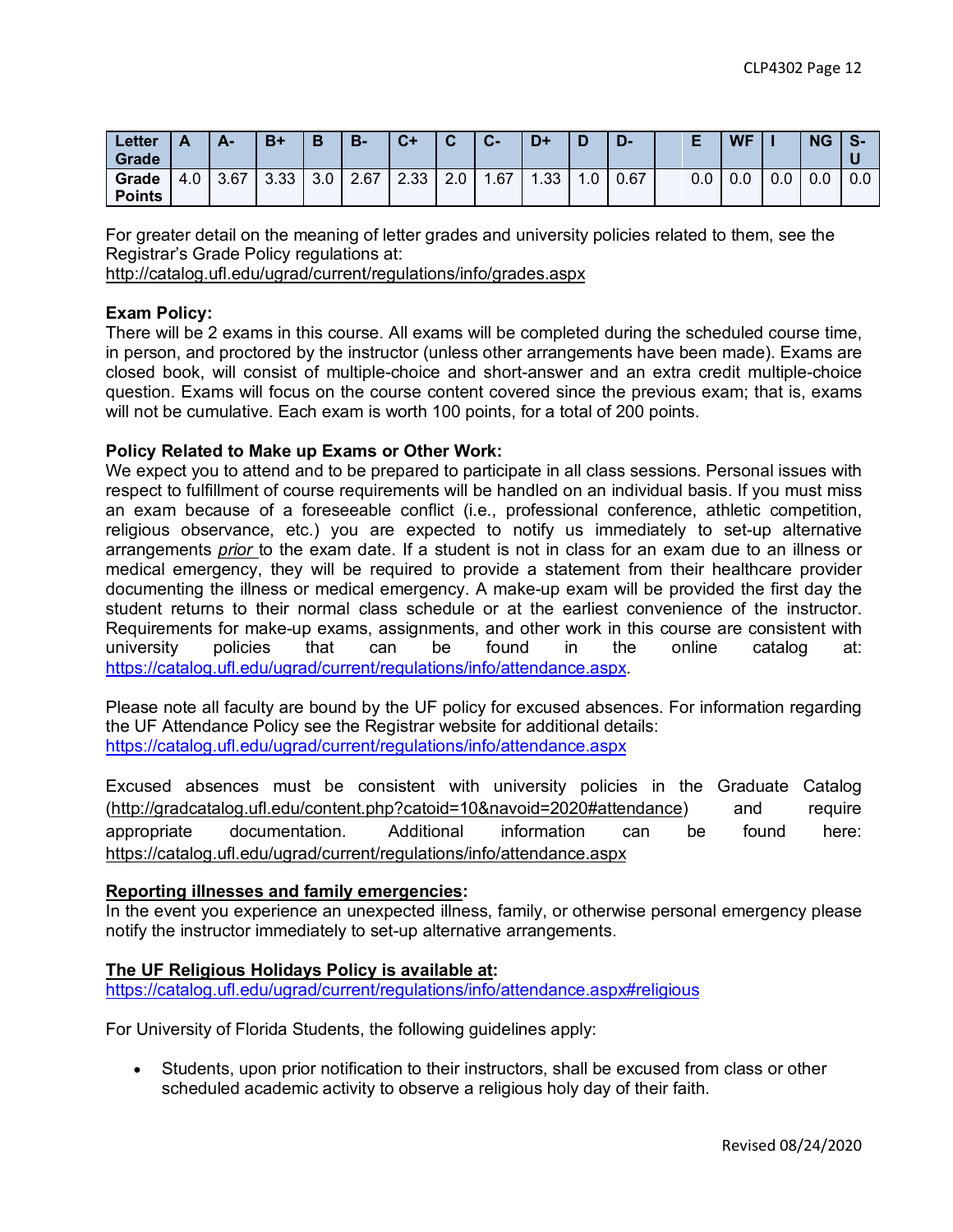| Letter Grade | A | A- | B+ | B | B- | C+ | C | C- | D+ | D | D- | | E | WF | I | NG | S-U |
|---|---|---|---|---|---|---|---|---|---|---|---|---|---|---|---|---|---|
| Grade Points | 4.0 | 3.67 | 3.33 | 3.0 | 2.67 | 2.33 | 2.0 | 1.67 | 1.33 | 1.0 | 0.67 | | 0.0 | 0.0 | 0.0 | 0.0 | 0.0 |

For greater detail on the meaning of letter grades and university policies related to them, see the Registrar's Grade Policy regulations at:
http://catalog.ufl.edu/ugrad/current/regulations/info/grades.aspx

**Exam Policy:**
There will be 2 exams in this course. All exams will be completed during the scheduled course time, in person, and proctored by the instructor (unless other arrangements have been made). Exams are closed book, will consist of multiple-choice and short-answer and an extra credit multiple-choice question. Exams will focus on the course content covered since the previous exam; that is, exams will not be cumulative. Each exam is worth 100 points, for a total of 200 points.

**Policy Related to Make up Exams or Other Work:**
We expect you to attend and to be prepared to participate in all class sessions. Personal issues with respect to fulfillment of course requirements will be handled on an individual basis. If you must miss an exam because of a foreseeable conflict (i.e., professional conference, athletic competition, religious observance, etc.) you are expected to notify us immediately to set-up alternative arrangements *prior* to the exam date. If a student is not in class for an exam due to an illness or medical emergency, they will be required to provide a statement from their healthcare provider documenting the illness or medical emergency. A make-up exam will be provided the first day the student returns to their normal class schedule or at the earliest convenience of the instructor. Requirements for make-up exams, assignments, and other work in this course are consistent with university policies that can be found in the online catalog at: https://catalog.ufl.edu/ugrad/current/regulations/info/attendance.aspx.

Please note all faculty are bound by the UF policy for excused absences. For information regarding the UF Attendance Policy see the Registrar website for additional details:
https://catalog.ufl.edu/ugrad/current/regulations/info/attendance.aspx

Excused absences must be consistent with university policies in the Graduate Catalog (http://gradcatalog.ufl.edu/content.php?catoid=10&navoid=2020#attendance) and require appropriate documentation. Additional information can be found here: https://catalog.ufl.edu/ugrad/current/regulations/info/attendance.aspx

**Reporting illnesses and family emergencies:**
In the event you experience an unexpected illness, family, or otherwise personal emergency please notify the instructor immediately to set-up alternative arrangements.

**The UF Religious Holidays Policy is available at:**
https://catalog.ufl.edu/ugrad/current/regulations/info/attendance.aspx#religious

For University of Florida Students, the following guidelines apply:

- Students, upon prior notification to their instructors, shall be excused from class or other scheduled academic activity to observe a religious holy day of their faith.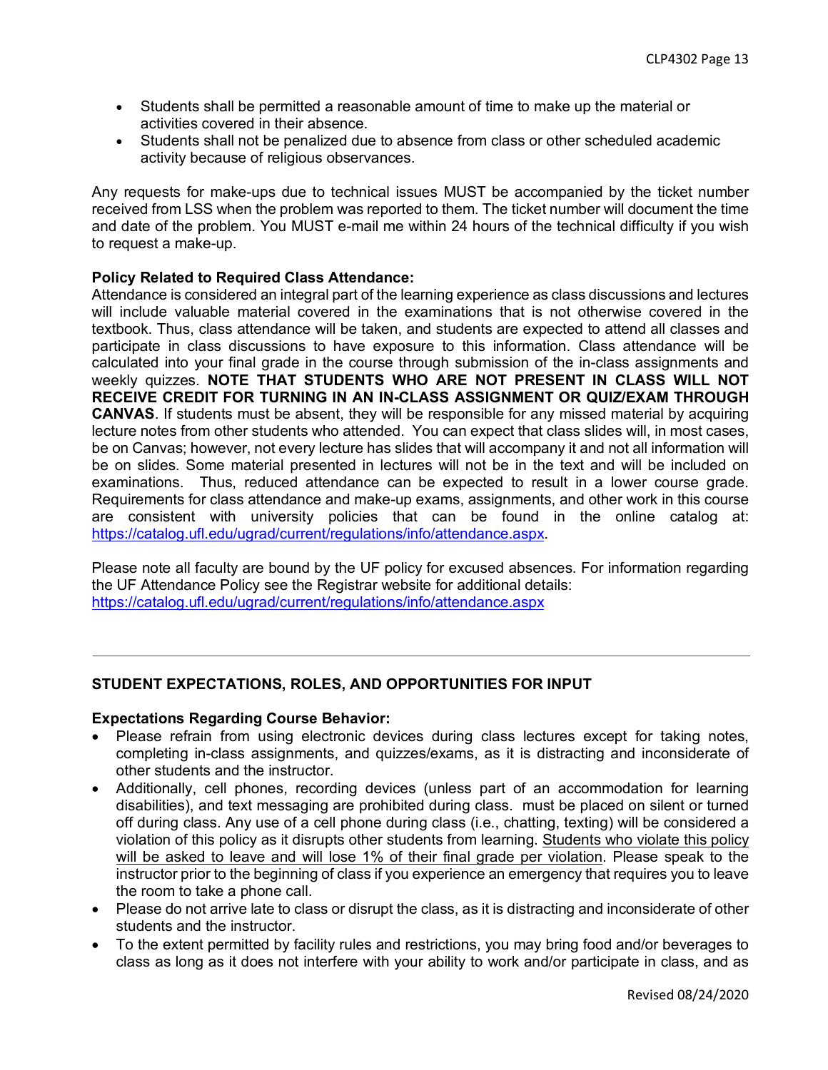- Students shall be permitted a reasonable amount of time to make up the material or activities covered in their absence.
- Students shall not be penalized due to absence from class or other scheduled academic activity because of religious observances.

Any requests for make-ups due to technical issues MUST be accompanied by the ticket number received from LSS when the problem was reported to them. The ticket number will document the time and date of the problem. You MUST e-mail me within 24 hours of the technical difficulty if you wish to request a make-up.

**Policy Related to Required Class Attendance:**
Attendance is considered an integral part of the learning experience as class discussions and lectures will include valuable material covered in the examinations that is not otherwise covered in the textbook. Thus, class attendance will be taken, and students are expected to attend all classes and participate in class discussions to have exposure to this information. Class attendance will be calculated into your final grade in the course through submission of the in-class assignments and weekly quizzes. **NOTE THAT STUDENTS WHO ARE NOT PRESENT IN CLASS WILL NOT RECEIVE CREDIT FOR TURNING IN AN IN-CLASS ASSIGNMENT OR QUIZ/EXAM THROUGH CANVAS**. If students must be absent, they will be responsible for any missed material by acquiring lecture notes from other students who attended. You can expect that class slides will, in most cases, be on Canvas; however, not every lecture has slides that will accompany it and not all information will be on slides. Some material presented in lectures will not be in the text and will be included on examinations. Thus, reduced attendance can be expected to result in a lower course grade. Requirements for class attendance and make-up exams, assignments, and other work in this course are consistent with university policies that can be found in the online catalog at: https://catalog.ufl.edu/ugrad/current/regulations/info/attendance.aspx.

Please note all faculty are bound by the UF policy for excused absences. For information regarding the UF Attendance Policy see the Registrar website for additional details: https://catalog.ufl.edu/ugrad/current/regulations/info/attendance.aspx

---

## STUDENT EXPECTATIONS, ROLES, AND OPPORTUNITIES FOR INPUT

**Expectations Regarding Course Behavior:**

- Please refrain from using electronic devices during class lectures except for taking notes, completing in-class assignments, and quizzes/exams, as it is distracting and inconsiderate of other students and the instructor.
- Additionally, cell phones, recording devices (unless part of an accommodation for learning disabilities), and text messaging are prohibited during class. must be placed on silent or turned off during class. Any use of a cell phone during class (i.e., chatting, texting) will be considered a violation of this policy as it disrupts other students from learning. <u>Students who violate this policy will be asked to leave and will lose 1% of their final grade per violation</u>. Please speak to the instructor prior to the beginning of class if you experience an emergency that requires you to leave the room to take a phone call.
- Please do not arrive late to class or disrupt the class, as it is distracting and inconsiderate of other students and the instructor.
- To the extent permitted by facility rules and restrictions, you may bring food and/or beverages to class as long as it does not interfere with your ability to work and/or participate in class, and as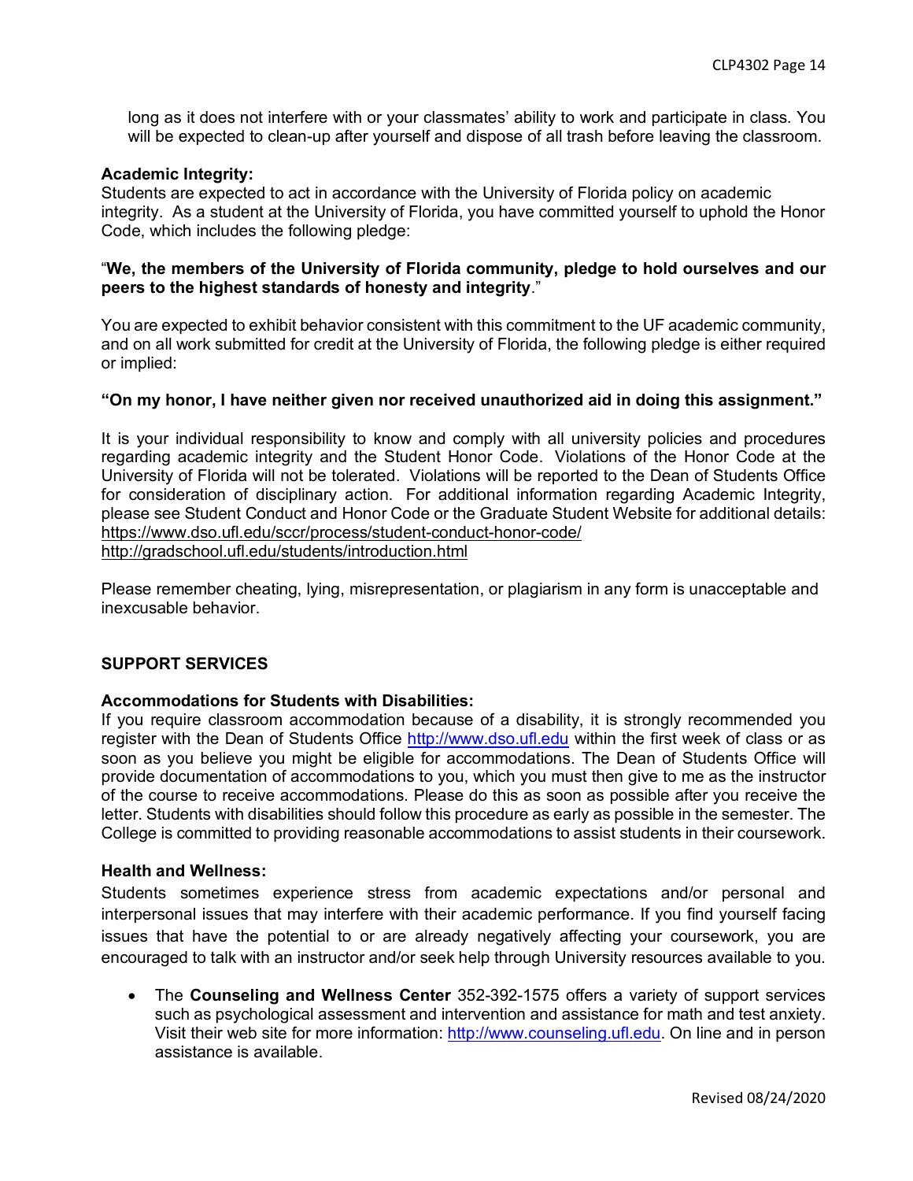long as it does not interfere with or your classmates' ability to work and participate in class. You will be expected to clean-up after yourself and dispose of all trash before leaving the classroom.

**Academic Integrity:**
Students are expected to act in accordance with the University of Florida policy on academic integrity. As a student at the University of Florida, you have committed yourself to uphold the Honor Code, which includes the following pledge:

"**We, the members of the University of Florida community, pledge to hold ourselves and our peers to the highest standards of honesty and integrity**."

You are expected to exhibit behavior consistent with this commitment to the UF academic community, and on all work submitted for credit at the University of Florida, the following pledge is either required or implied:

**"On my honor, I have neither given nor received unauthorized aid in doing this assignment."**

It is your individual responsibility to know and comply with all university policies and procedures regarding academic integrity and the Student Honor Code. Violations of the Honor Code at the University of Florida will not be tolerated. Violations will be reported to the Dean of Students Office for consideration of disciplinary action. For additional information regarding Academic Integrity, please see Student Conduct and Honor Code or the Graduate Student Website for additional details:
https://www.dso.ufl.edu/sccr/process/student-conduct-honor-code/
http://gradschool.ufl.edu/students/introduction.html

Please remember cheating, lying, misrepresentation, or plagiarism in any form is unacceptable and inexcusable behavior.

## SUPPORT SERVICES

**Accommodations for Students with Disabilities:**
If you require classroom accommodation because of a disability, it is strongly recommended you register with the Dean of Students Office http://www.dso.ufl.edu within the first week of class or as soon as you believe you might be eligible for accommodations. The Dean of Students Office will provide documentation of accommodations to you, which you must then give to me as the instructor of the course to receive accommodations. Please do this as soon as possible after you receive the letter. Students with disabilities should follow this procedure as early as possible in the semester. The College is committed to providing reasonable accommodations to assist students in their coursework.

**Health and Wellness:**
Students sometimes experience stress from academic expectations and/or personal and interpersonal issues that may interfere with their academic performance. If you find yourself facing issues that have the potential to or are already negatively affecting your coursework, you are encouraged to talk with an instructor and/or seek help through University resources available to you.

- The **Counseling and Wellness Center** 352-392-1575 offers a variety of support services such as psychological assessment and intervention and assistance for math and test anxiety. Visit their web site for more information: http://www.counseling.ufl.edu. On line and in person assistance is available.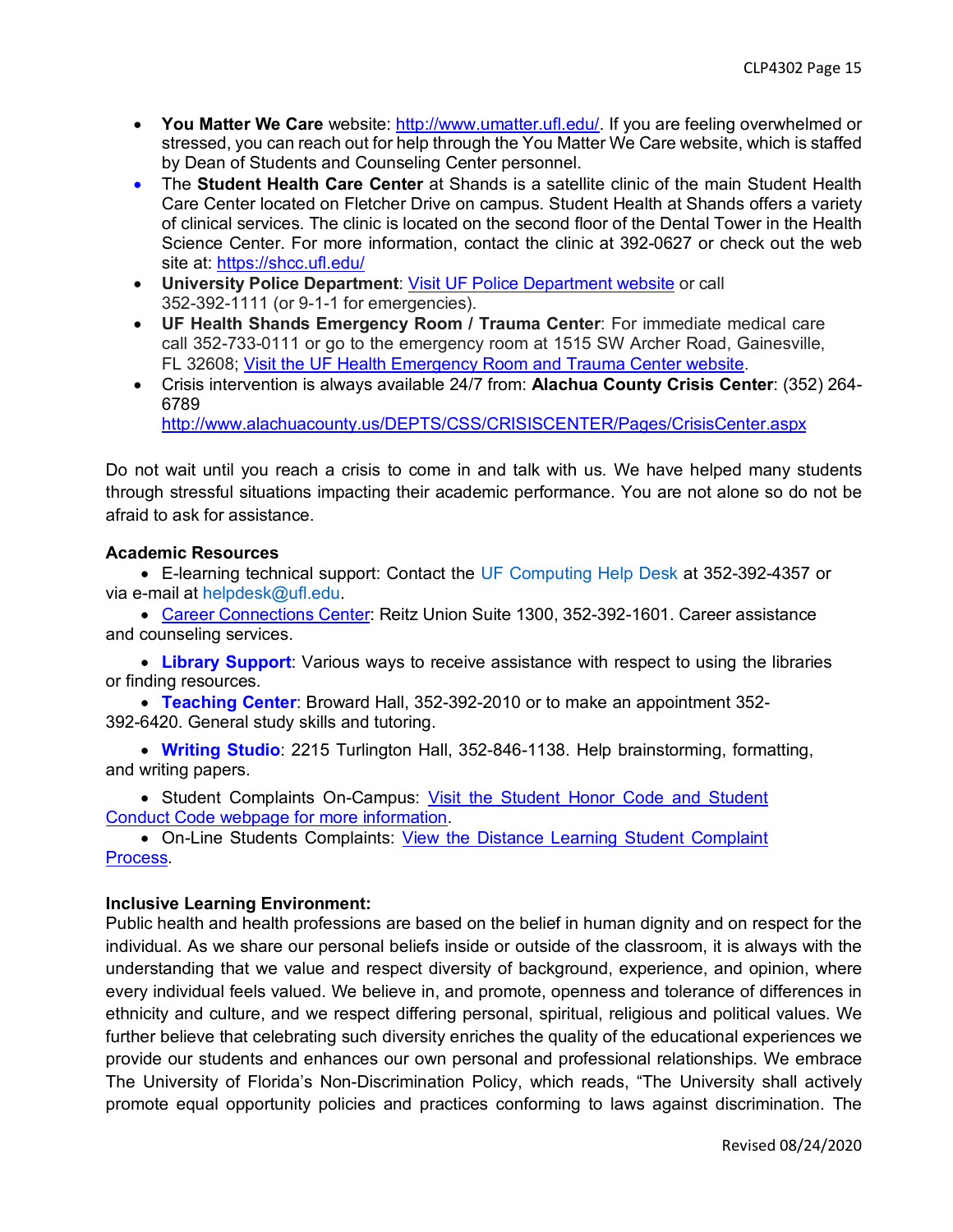- **You Matter We Care** website: [http://www.umatter.ufl.edu/](http://www.umatter.ufl.edu/). If you are feeling overwhelmed or stressed, you can reach out for help through the You Matter We Care website, which is staffed by Dean of Students and Counseling Center personnel.
- The **Student Health Care Center** at Shands is a satellite clinic of the main Student Health Care Center located on Fletcher Drive on campus. Student Health at Shands offers a variety of clinical services. The clinic is located on the second floor of the Dental Tower in the Health Science Center. For more information, contact the clinic at 392-0627 or check out the web site at: [https://shcc.ufl.edu/](https://shcc.ufl.edu/)
- **University Police Department**: Visit UF Police Department website or call 352-392-1111 (or 9-1-1 for emergencies).
- **UF Health Shands Emergency Room / Trauma Center**: For immediate medical care call 352-733-0111 or go to the emergency room at 1515 SW Archer Road, Gainesville, FL 32608; Visit the UF Health Emergency Room and Trauma Center website.
- Crisis intervention is always available 24/7 from: **Alachua County Crisis Center**: (352) 264-6789 [http://www.alachuacounty.us/DEPTS/CSS/CRISISCENTER/Pages/CrisisCenter.aspx](http://www.alachuacounty.us/DEPTS/CSS/CRISISCENTER/Pages/CrisisCenter.aspx)

Do not wait until you reach a crisis to come in and talk with us. We have helped many students through stressful situations impacting their academic performance. You are not alone so do not be afraid to ask for assistance.

**Academic Resources**

- E-learning technical support: Contact the UF Computing Help Desk at 352-392-4357 or via e-mail at helpdesk@ufl.edu.
- Career Connections Center: Reitz Union Suite 1300, 352-392-1601. Career assistance and counseling services.
- **Library Support**: Various ways to receive assistance with respect to using the libraries or finding resources.
- **Teaching Center**: Broward Hall, 352-392-2010 or to make an appointment 352-392-6420. General study skills and tutoring.
- **Writing Studio**: 2215 Turlington Hall, 352-846-1138. Help brainstorming, formatting, and writing papers.
- Student Complaints On-Campus: Visit the Student Honor Code and Student Conduct Code webpage for more information.
- On-Line Students Complaints: View the Distance Learning Student Complaint Process.

**Inclusive Learning Environment:**

Public health and health professions are based on the belief in human dignity and on respect for the individual. As we share our personal beliefs inside or outside of the classroom, it is always with the understanding that we value and respect diversity of background, experience, and opinion, where every individual feels valued. We believe in, and promote, openness and tolerance of differences in ethnicity and culture, and we respect differing personal, spiritual, religious and political values. We further believe that celebrating such diversity enriches the quality of the educational experiences we provide our students and enhances our own personal and professional relationships. We embrace The University of Florida's Non-Discrimination Policy, which reads, "The University shall actively promote equal opportunity policies and practices conforming to laws against discrimination. The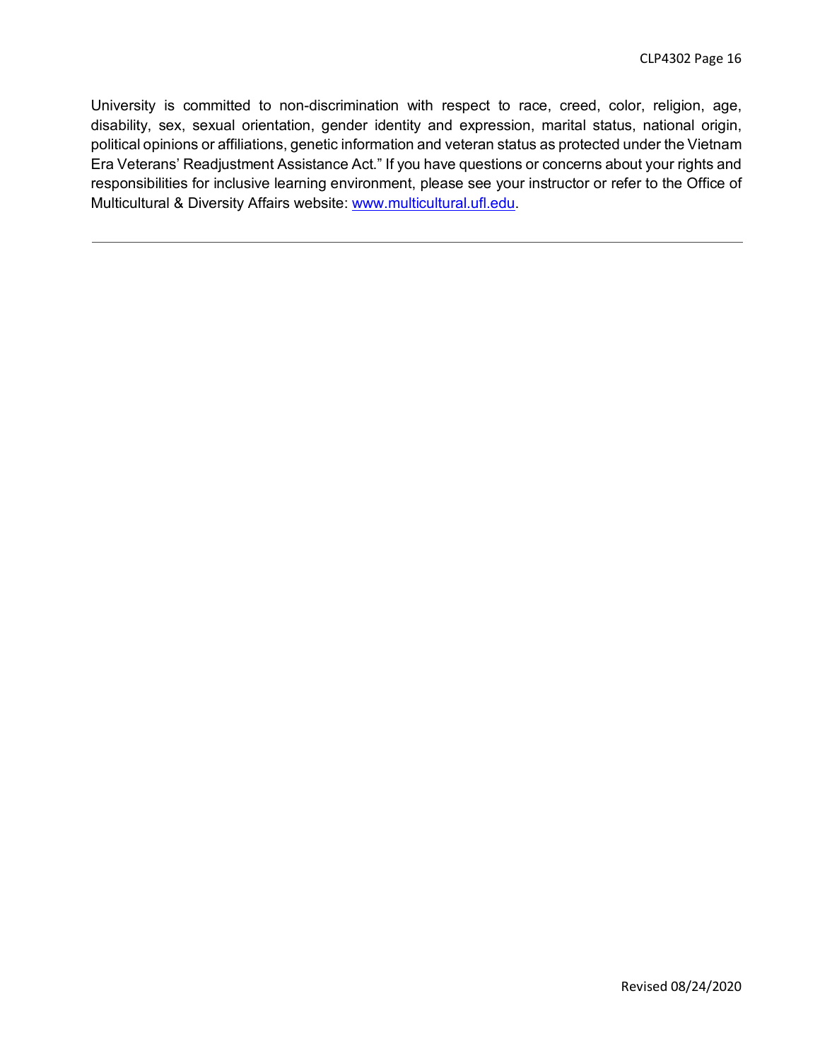University is committed to non-discrimination with respect to race, creed, color, religion, age, disability, sex, sexual orientation, gender identity and expression, marital status, national origin, political opinions or affiliations, genetic information and veteran status as protected under the Vietnam Era Veterans' Readjustment Assistance Act." If you have questions or concerns about your rights and responsibilities for inclusive learning environment, please see your instructor or refer to the Office of Multicultural & Diversity Affairs website: [www.multicultural.ufl.edu](www.multicultural.ufl.edu).

---

Revised 08/24/2020